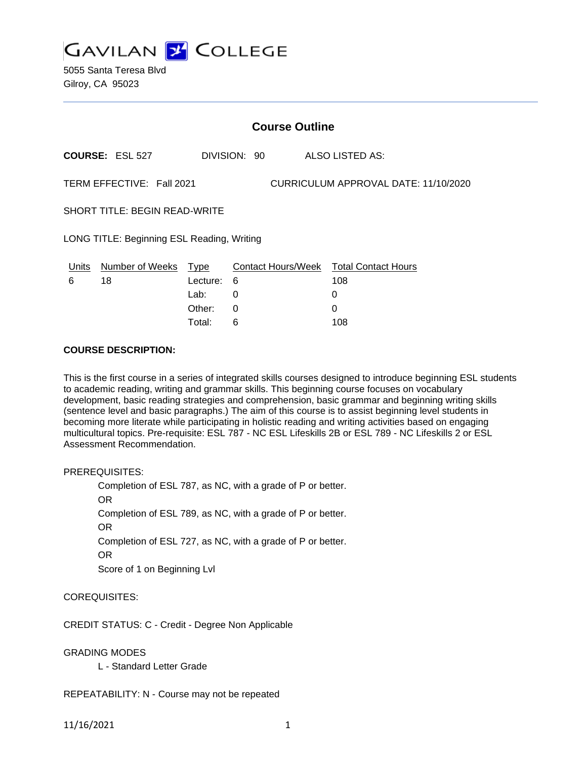# GAVILAN COLLEGE

5055 Santa Teresa Blvd
Gilroy, CA 95023

---

## Course Outline

**COURSE:** ESL 527 DIVISION: 90 ALSO LISTED AS:

TERM EFFECTIVE: Fall 2021 CURRICULUM APPROVAL DATE: 11/10/2020

SHORT TITLE: BEGIN READ-WRITE

LONG TITLE: Beginning ESL Reading, Writing

| Units | Number of Weeks | Type | Contact Hours/Week | Total Contact Hours |
|---|---|---|---|---|
| 6 | 18 | Lecture: | 6 | 108 |
| | | Lab: | 0 | 0 |
| | | Other: | 0 | 0 |
| | | Total: | 6 | 108 |

**COURSE DESCRIPTION:**

This is the first course in a series of integrated skills courses designed to introduce beginning ESL students to academic reading, writing and grammar skills. This beginning course focuses on vocabulary development, basic reading strategies and comprehension, basic grammar and beginning writing skills (sentence level and basic paragraphs.) The aim of this course is to assist beginning level students in becoming more literate while participating in holistic reading and writing activities based on engaging multicultural topics. Pre-requisite: ESL 787 - NC ESL Lifeskills 2B or ESL 789 - NC Lifeskills 2 or ESL Assessment Recommendation.

PREREQUISITES:

Completion of ESL 787, as NC, with a grade of P or better.
OR
Completion of ESL 789, as NC, with a grade of P or better.
OR
Completion of ESL 727, as NC, with a grade of P or better.
OR
Score of 1 on Beginning Lvl

COREQUISITES:

CREDIT STATUS: C - Credit - Degree Non Applicable

GRADING MODES

L - Standard Letter Grade

REPEATABILITY: N - Course may not be repeated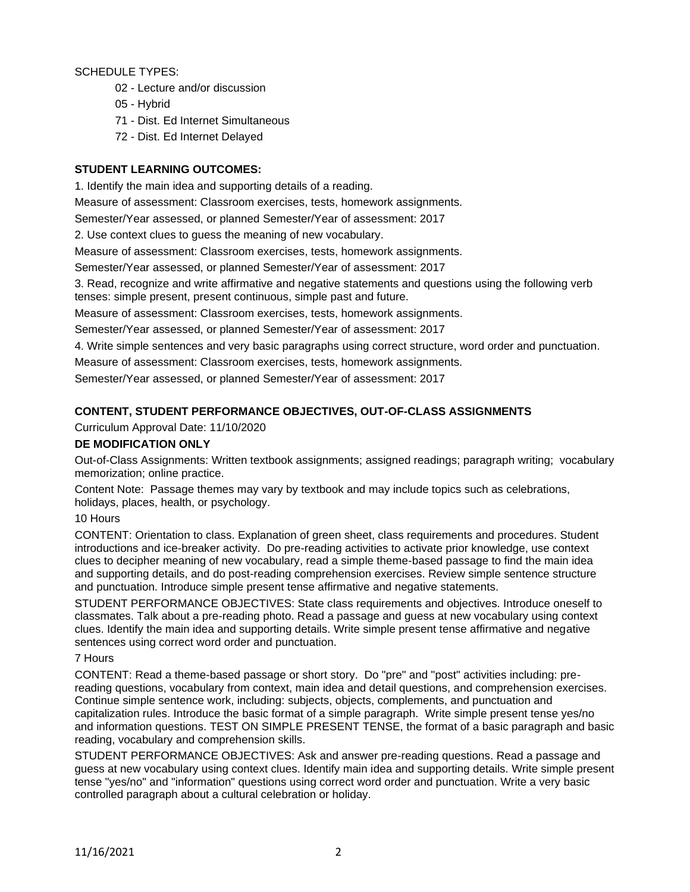SCHEDULE TYPES:

- 02 - Lecture and/or discussion
- 05 - Hybrid
- 71 - Dist. Ed Internet Simultaneous
- 72 - Dist. Ed Internet Delayed

**STUDENT LEARNING OUTCOMES:**

1. Identify the main idea and supporting details of a reading.

Measure of assessment: Classroom exercises, tests, homework assignments.

Semester/Year assessed, or planned Semester/Year of assessment: 2017

2. Use context clues to guess the meaning of new vocabulary.

Measure of assessment: Classroom exercises, tests, homework assignments.

Semester/Year assessed, or planned Semester/Year of assessment: 2017

3. Read, recognize and write affirmative and negative statements and questions using the following verb tenses: simple present, present continuous, simple past and future.

Measure of assessment: Classroom exercises, tests, homework assignments.

Semester/Year assessed, or planned Semester/Year of assessment: 2017

4. Write simple sentences and very basic paragraphs using correct structure, word order and punctuation.

Measure of assessment: Classroom exercises, tests, homework assignments.

Semester/Year assessed, or planned Semester/Year of assessment: 2017

**CONTENT, STUDENT PERFORMANCE OBJECTIVES, OUT-OF-CLASS ASSIGNMENTS**

Curriculum Approval Date: 11/10/2020

**DE MODIFICATION ONLY**

Out-of-Class Assignments: Written textbook assignments; assigned readings; paragraph writing; vocabulary memorization; online practice.

Content Note: Passage themes may vary by textbook and may include topics such as celebrations, holidays, places, health, or psychology.

10 Hours

CONTENT: Orientation to class. Explanation of green sheet, class requirements and procedures. Student introductions and ice-breaker activity. Do pre-reading activities to activate prior knowledge, use context clues to decipher meaning of new vocabulary, read a simple theme-based passage to find the main idea and supporting details, and do post-reading comprehension exercises. Review simple sentence structure and punctuation. Introduce simple present tense affirmative and negative statements.

STUDENT PERFORMANCE OBJECTIVES: State class requirements and objectives. Introduce oneself to classmates. Talk about a pre-reading photo. Read a passage and guess at new vocabulary using context clues. Identify the main idea and supporting details. Write simple present tense affirmative and negative sentences using correct word order and punctuation.

7 Hours

CONTENT: Read a theme-based passage or short story. Do "pre" and "post" activities including: pre-reading questions, vocabulary from context, main idea and detail questions, and comprehension exercises. Continue simple sentence work, including: subjects, objects, complements, and punctuation and capitalization rules. Introduce the basic format of a simple paragraph. Write simple present tense yes/no and information questions. TEST ON SIMPLE PRESENT TENSE, the format of a basic paragraph and basic reading, vocabulary and comprehension skills.

STUDENT PERFORMANCE OBJECTIVES: Ask and answer pre-reading questions. Read a passage and guess at new vocabulary using context clues. Identify main idea and supporting details. Write simple present tense "yes/no" and "information" questions using correct word order and punctuation. Write a very basic controlled paragraph about a cultural celebration or holiday.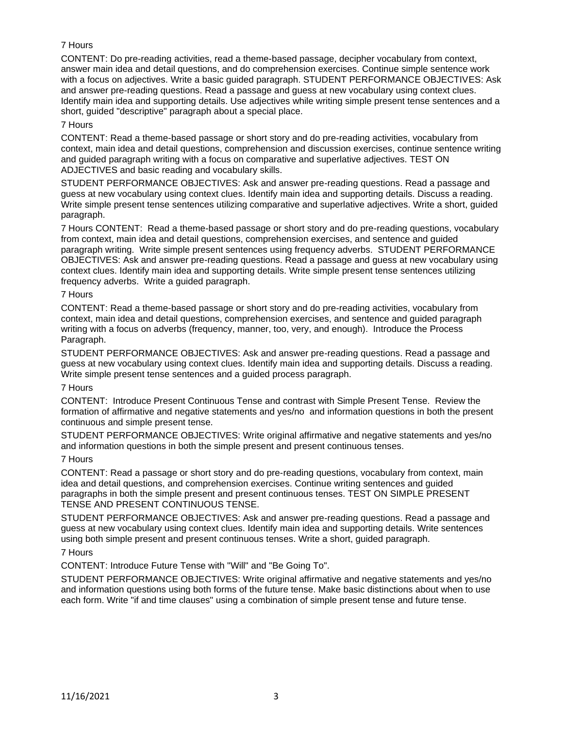7 Hours

CONTENT: Do pre-reading activities, read a theme-based passage, decipher vocabulary from context, answer main idea and detail questions, and do comprehension exercises. Continue simple sentence work with a focus on adjectives. Write a basic guided paragraph. STUDENT PERFORMANCE OBJECTIVES: Ask and answer pre-reading questions. Read a passage and guess at new vocabulary using context clues. Identify main idea and supporting details. Use adjectives while writing simple present tense sentences and a short, guided "descriptive" paragraph about a special place.

7 Hours

CONTENT: Read a theme-based passage or short story and do pre-reading activities, vocabulary from context, main idea and detail questions, comprehension and discussion exercises, continue sentence writing and guided paragraph writing with a focus on comparative and superlative adjectives. TEST ON ADJECTIVES and basic reading and vocabulary skills.

STUDENT PERFORMANCE OBJECTIVES: Ask and answer pre-reading questions. Read a passage and guess at new vocabulary using context clues. Identify main idea and supporting details. Discuss a reading. Write simple present tense sentences utilizing comparative and superlative adjectives. Write a short, guided paragraph.

7 Hours CONTENT: Read a theme-based passage or short story and do pre-reading questions, vocabulary from context, main idea and detail questions, comprehension exercises, and sentence and guided paragraph writing. Write simple present sentences using frequency adverbs. STUDENT PERFORMANCE OBJECTIVES: Ask and answer pre-reading questions. Read a passage and guess at new vocabulary using context clues. Identify main idea and supporting details. Write simple present tense sentences utilizing frequency adverbs. Write a guided paragraph.

7 Hours

CONTENT: Read a theme-based passage or short story and do pre-reading activities, vocabulary from context, main idea and detail questions, comprehension exercises, and sentence and guided paragraph writing with a focus on adverbs (frequency, manner, too, very, and enough). Introduce the Process Paragraph.

STUDENT PERFORMANCE OBJECTIVES: Ask and answer pre-reading questions. Read a passage and guess at new vocabulary using context clues. Identify main idea and supporting details. Discuss a reading. Write simple present tense sentences and a guided process paragraph.

7 Hours

CONTENT: Introduce Present Continuous Tense and contrast with Simple Present Tense. Review the formation of affirmative and negative statements and yes/no and information questions in both the present continuous and simple present tense.

STUDENT PERFORMANCE OBJECTIVES: Write original affirmative and negative statements and yes/no and information questions in both the simple present and present continuous tenses.

7 Hours

CONTENT: Read a passage or short story and do pre-reading questions, vocabulary from context, main idea and detail questions, and comprehension exercises. Continue writing sentences and guided paragraphs in both the simple present and present continuous tenses. TEST ON SIMPLE PRESENT TENSE AND PRESENT CONTINUOUS TENSE.

STUDENT PERFORMANCE OBJECTIVES: Ask and answer pre-reading questions. Read a passage and guess at new vocabulary using context clues. Identify main idea and supporting details. Write sentences using both simple present and present continuous tenses. Write a short, guided paragraph.

7 Hours

CONTENT: Introduce Future Tense with "Will" and "Be Going To".

STUDENT PERFORMANCE OBJECTIVES: Write original affirmative and negative statements and yes/no and information questions using both forms of the future tense. Make basic distinctions about when to use each form. Write "if and time clauses" using a combination of simple present tense and future tense.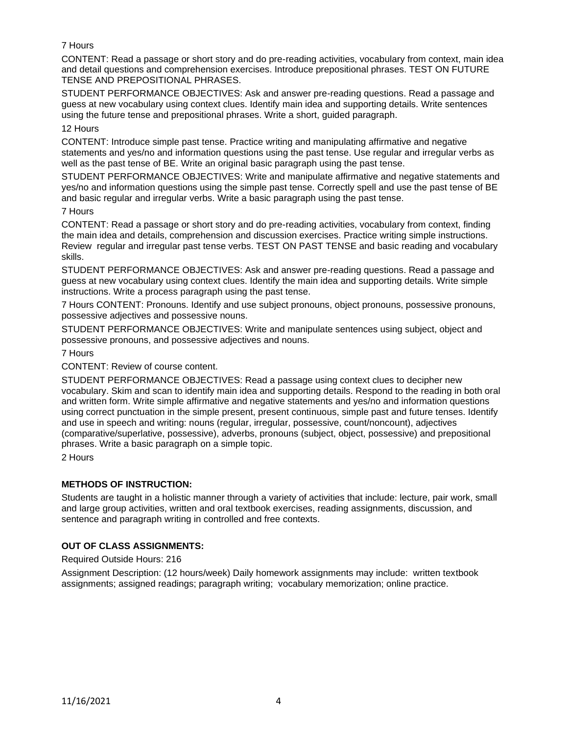7 Hours

CONTENT: Read a passage or short story and do pre-reading activities, vocabulary from context, main idea and detail questions and comprehension exercises. Introduce prepositional phrases. TEST ON FUTURE TENSE AND PREPOSITIONAL PHRASES.

STUDENT PERFORMANCE OBJECTIVES: Ask and answer pre-reading questions. Read a passage and guess at new vocabulary using context clues. Identify main idea and supporting details. Write sentences using the future tense and prepositional phrases. Write a short, guided paragraph.

12 Hours

CONTENT: Introduce simple past tense. Practice writing and manipulating affirmative and negative statements and yes/no and information questions using the past tense. Use regular and irregular verbs as well as the past tense of BE. Write an original basic paragraph using the past tense.

STUDENT PERFORMANCE OBJECTIVES: Write and manipulate affirmative and negative statements and yes/no and information questions using the simple past tense. Correctly spell and use the past tense of BE and basic regular and irregular verbs. Write a basic paragraph using the past tense.

7 Hours

CONTENT: Read a passage or short story and do pre-reading activities, vocabulary from context, finding the main idea and details, comprehension and discussion exercises. Practice writing simple instructions. Review regular and irregular past tense verbs. TEST ON PAST TENSE and basic reading and vocabulary skills.

STUDENT PERFORMANCE OBJECTIVES: Ask and answer pre-reading questions. Read a passage and guess at new vocabulary using context clues. Identify the main idea and supporting details. Write simple instructions. Write a process paragraph using the past tense.

7 Hours CONTENT: Pronouns. Identify and use subject pronouns, object pronouns, possessive pronouns, possessive adjectives and possessive nouns.

STUDENT PERFORMANCE OBJECTIVES: Write and manipulate sentences using subject, object and possessive pronouns, and possessive adjectives and nouns.

7 Hours

CONTENT: Review of course content.

STUDENT PERFORMANCE OBJECTIVES: Read a passage using context clues to decipher new vocabulary. Skim and scan to identify main idea and supporting details. Respond to the reading in both oral and written form. Write simple affirmative and negative statements and yes/no and information questions using correct punctuation in the simple present, present continuous, simple past and future tenses. Identify and use in speech and writing: nouns (regular, irregular, possessive, count/noncount), adjectives (comparative/superlative, possessive), adverbs, pronouns (subject, object, possessive) and prepositional phrases. Write a basic paragraph on a simple topic.

2 Hours

## METHODS OF INSTRUCTION:

Students are taught in a holistic manner through a variety of activities that include: lecture, pair work, small and large group activities, written and oral textbook exercises, reading assignments, discussion, and sentence and paragraph writing in controlled and free contexts.

## OUT OF CLASS ASSIGNMENTS:

Required Outside Hours: 216

Assignment Description: (12 hours/week) Daily homework assignments may include: written textbook assignments; assigned readings; paragraph writing; vocabulary memorization; online practice.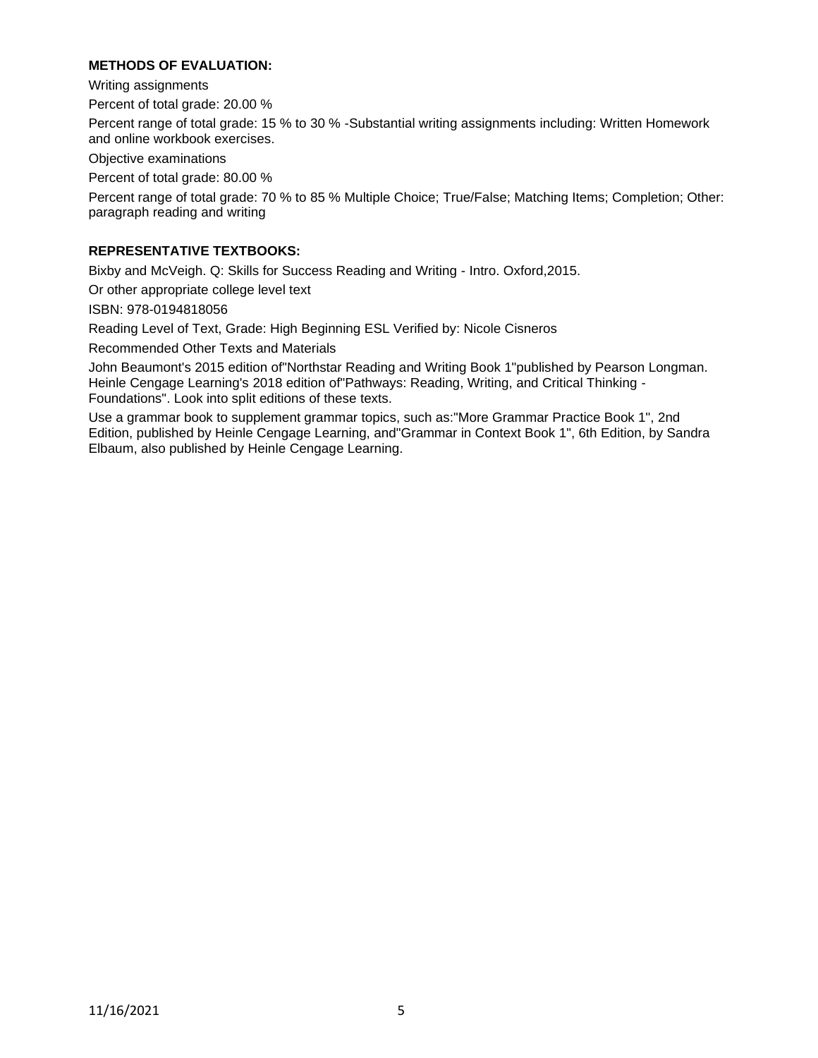**METHODS OF EVALUATION:**

Writing assignments

Percent of total grade: 20.00 %

Percent range of total grade: 15 % to 30 % -Substantial writing assignments including: Written Homework and online workbook exercises.

Objective examinations

Percent of total grade: 80.00 %

Percent range of total grade: 70 % to 85 % Multiple Choice; True/False; Matching Items; Completion; Other: paragraph reading and writing

**REPRESENTATIVE TEXTBOOKS:**

Bixby and McVeigh. Q: Skills for Success Reading and Writing - Intro. Oxford,2015.

Or other appropriate college level text

ISBN: 978-0194818056

Reading Level of Text, Grade: High Beginning ESL Verified by: Nicole Cisneros

Recommended Other Texts and Materials

John Beaumont's 2015 edition of"Northstar Reading and Writing Book 1"published by Pearson Longman. Heinle Cengage Learning's 2018 edition of"Pathways: Reading, Writing, and Critical Thinking - Foundations". Look into split editions of these texts.

Use a grammar book to supplement grammar topics, such as:"More Grammar Practice Book 1", 2nd Edition, published by Heinle Cengage Learning, and"Grammar in Context Book 1", 6th Edition, by Sandra Elbaum, also published by Heinle Cengage Learning.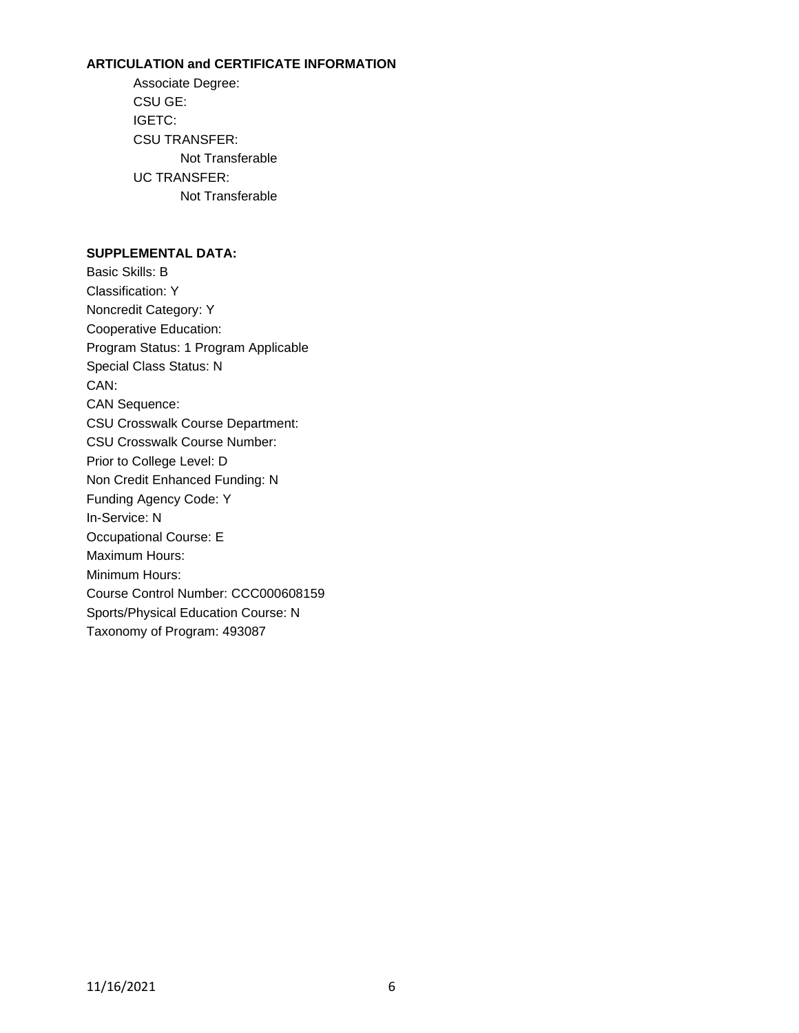**ARTICULATION and CERTIFICATE INFORMATION**

Associate Degree:
CSU GE:
IGETC:
CSU TRANSFER:
Not Transferable
UC TRANSFER:
Not Transferable

**SUPPLEMENTAL DATA:**

Basic Skills: B
Classification: Y
Noncredit Category: Y
Cooperative Education:
Program Status: 1 Program Applicable
Special Class Status: N
CAN:
CAN Sequence:
CSU Crosswalk Course Department:
CSU Crosswalk Course Number:
Prior to College Level: D
Non Credit Enhanced Funding: N
Funding Agency Code: Y
In-Service: N
Occupational Course: E
Maximum Hours:
Minimum Hours:
Course Control Number: CCC000608159
Sports/Physical Education Course: N
Taxonomy of Program: 493087